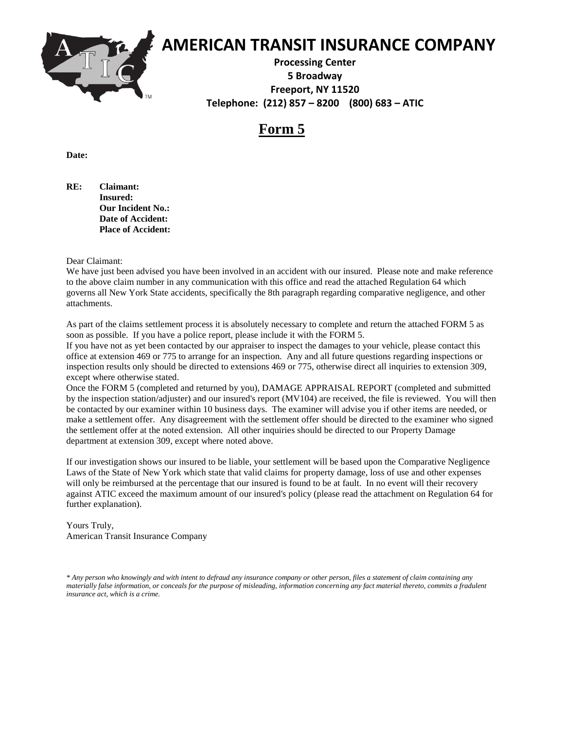# AMERICAN TRANSIT INSURANCE COMPANY

**Processing Center**
**5 Broadway**
**Freeport, NY 11520**
**Telephone: (212) 857 – 8200 (800) 683 – ATIC**

## Form 5

**Date:**

**RE: Claimant:**
**Insured:**
**Our Incident No.:**
**Date of Accident:**
**Place of Accident:**

Dear Claimant:
We have just been advised you have been involved in an accident with our insured. Please note and make reference to the above claim number in any communication with this office and read the attached Regulation 64 which governs all New York State accidents, specifically the 8th paragraph regarding comparative negligence, and other attachments.

As part of the claims settlement process it is absolutely necessary to complete and return the attached FORM 5 as soon as possible. If you have a police report, please include it with the FORM 5.
If you have not as yet been contacted by our appraiser to inspect the damages to your vehicle, please contact this office at extension 469 or 775 to arrange for an inspection. Any and all future questions regarding inspections or inspection results only should be directed to extensions 469 or 775, otherwise direct all inquiries to extension 309, except where otherwise stated.
Once the FORM 5 (completed and returned by you), DAMAGE APPRAISAL REPORT (completed and submitted by the inspection station/adjuster) and our insured's report (MV104) are received, the file is reviewed. You will then be contacted by our examiner within 10 business days. The examiner will advise you if other items are needed, or make a settlement offer. Any disagreement with the settlement offer should be directed to the examiner who signed the settlement offer at the noted extension. All other inquiries should be directed to our Property Damage department at extension 309, except where noted above.

If our investigation shows our insured to be liable, your settlement will be based upon the Comparative Negligence Laws of the State of New York which state that valid claims for property damage, loss of use and other expenses will only be reimbursed at the percentage that our insured is found to be at fault. In no event will their recovery against ATIC exceed the maximum amount of our insured's policy (please read the attachment on Regulation 64 for further explanation).

Yours Truly,
American Transit Insurance Company

*\* Any person who knowingly and with intent to defraud any insurance company or other person, files a statement of claim containing any materially false information, or conceals for the purpose of misleading, information concerning any fact material thereto, commits a fradulent insurance act, which is a crime.*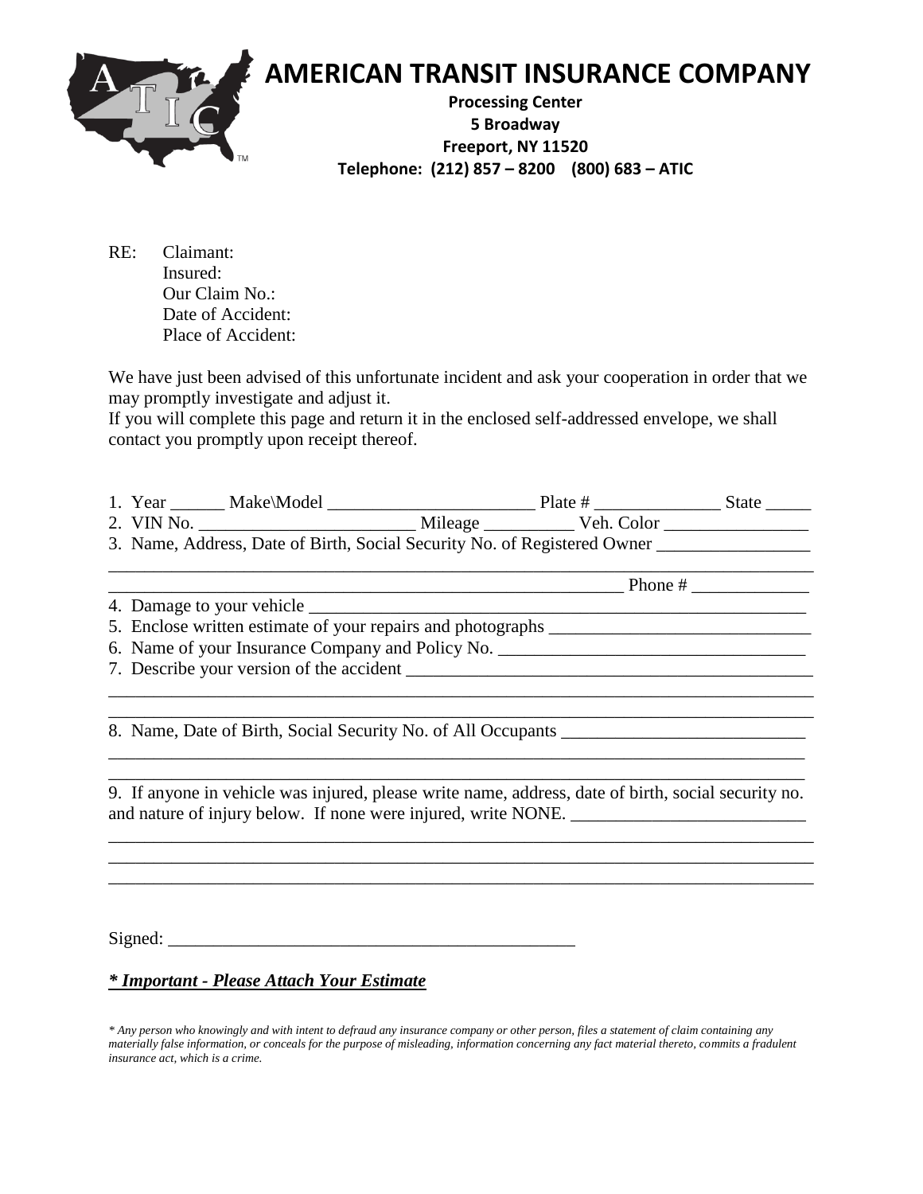# AMERICAN TRANSIT INSURANCE COMPANY

**Processing Center**
**5 Broadway**
**Freeport, NY 11520**
**Telephone: (212) 857 – 8200 (800) 683 – ATIC**

RE: Claimant:
Insured:
Our Claim No.:
Date of Accident:
Place of Accident:

We have just been advised of this unfortunate incident and ask your cooperation in order that we may promptly investigate and adjust it.
If you will complete this page and return it in the enclosed self-addressed envelope, we shall contact you promptly upon receipt thereof.

1. Year ______ Make\Model _______________________ Plate # ______________ State _____
2. VIN No. ________________________ Mileage __________ Veh. Color ________________
3. Name, Address, Date of Birth, Social Security No. of Registered Owner ________________
_______________________________________________________________________________
_________________________________________________________ Phone # _____________
4. Damage to your vehicle _______________________________________________________
5. Enclose written estimate of your repairs and photographs ____________________________
6. Name of your Insurance Company and Policy No. _________________________________
7. Describe your version of the accident _____________________________________________
_______________________________________________________________________________
_______________________________________________________________________________
8. Name, Date of Birth, Social Security No. of All Occupants ___________________________
_______________________________________________________________________________
_______________________________________________________________________________
9. If anyone in vehicle was injured, please write name, address, date of birth, social security no. and nature of injury below. If none were injured, write NONE. __________________________
_______________________________________________________________________________
_______________________________________________________________________________
_______________________________________________________________________________

Signed: _____________________________________________

***\* Important - Please Attach Your Estimate***

*\* Any person who knowingly and with intent to defraud any insurance company or other person, files a statement of claim containing any materially false information, or conceals for the purpose of misleading, information concerning any fact material thereto, commits a fradulent insurance act, which is a crime.*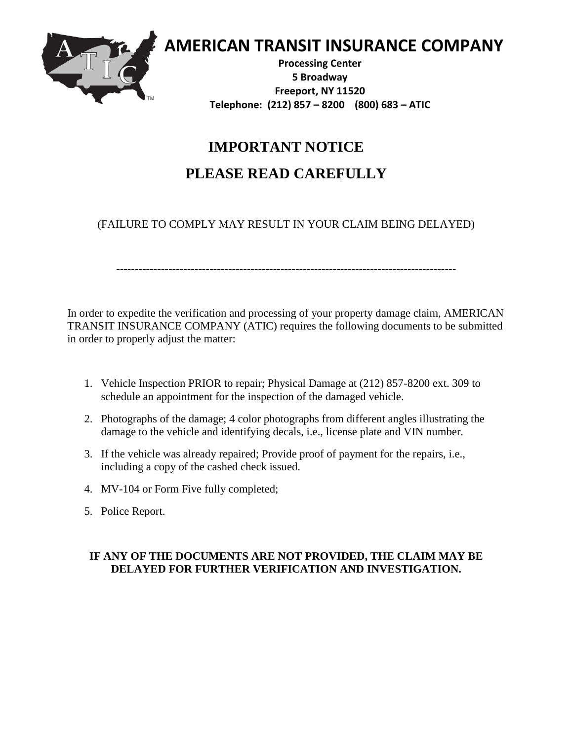# AMERICAN TRANSIT INSURANCE COMPANY

**Processing Center**
**5 Broadway**
**Freeport, NY 11520**
**Telephone: (212) 857 – 8200 (800) 683 – ATIC**

## IMPORTANT NOTICE

## PLEASE READ CAREFULLY

(FAILURE TO COMPLY MAY RESULT IN YOUR CLAIM BEING DELAYED)

---

In order to expedite the verification and processing of your property damage claim, AMERICAN TRANSIT INSURANCE COMPANY (ATIC) requires the following documents to be submitted in order to properly adjust the matter:

1. Vehicle Inspection PRIOR to repair; Physical Damage at (212) 857-8200 ext. 309 to schedule an appointment for the inspection of the damaged vehicle.
2. Photographs of the damage; 4 color photographs from different angles illustrating the damage to the vehicle and identifying decals, i.e., license plate and VIN number.
3. If the vehicle was already repaired; Provide proof of payment for the repairs, i.e., including a copy of the cashed check issued.
4. MV-104 or Form Five fully completed;
5. Police Report.

**IF ANY OF THE DOCUMENTS ARE NOT PROVIDED, THE CLAIM MAY BE DELAYED FOR FURTHER VERIFICATION AND INVESTIGATION.**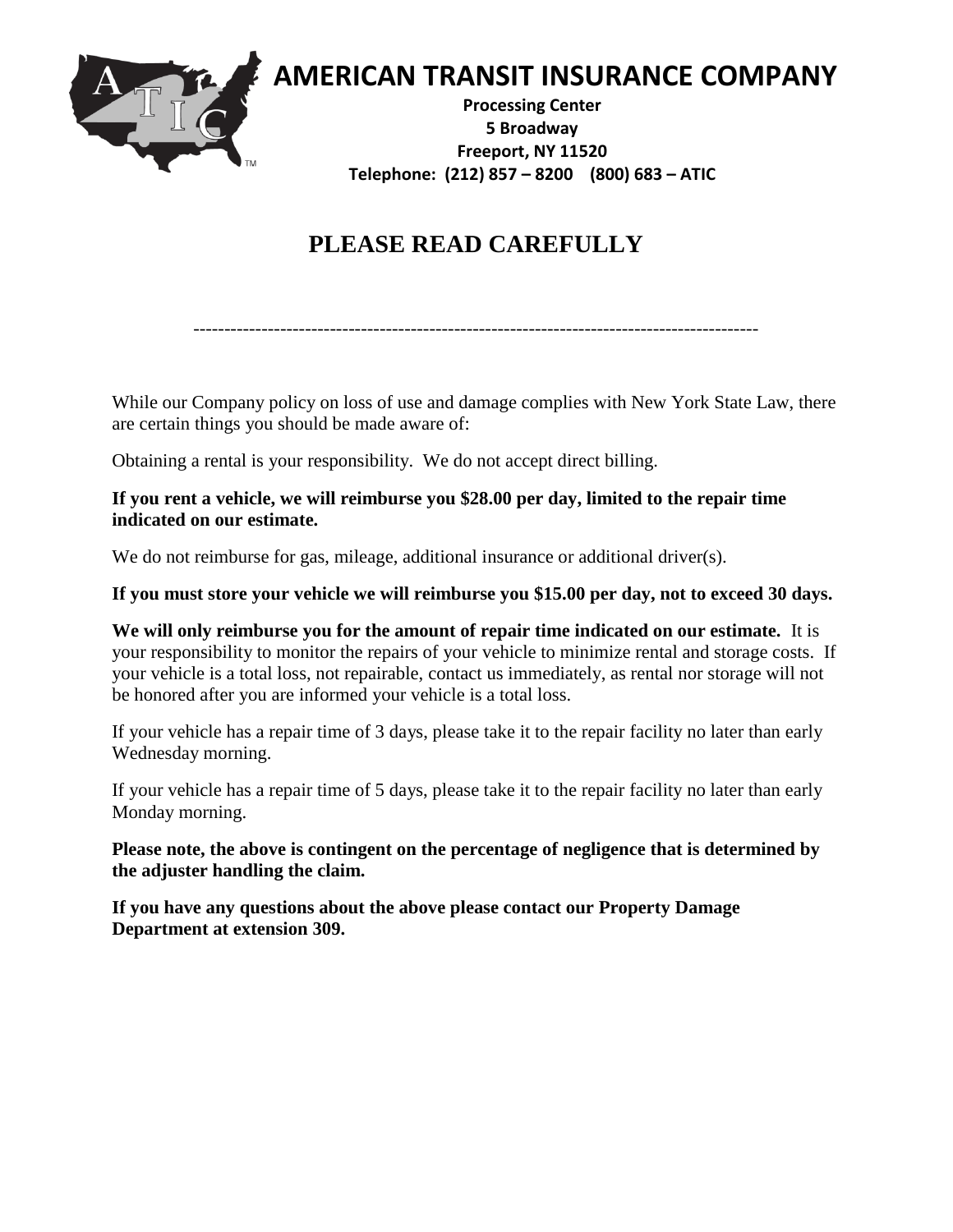# AMERICAN TRANSIT INSURANCE COMPANY

**Processing Center**
**5 Broadway**
**Freeport, NY 11520**
**Telephone: (212) 857 – 8200 (800) 683 – ATIC**

## PLEASE READ CAREFULLY

---

While our Company policy on loss of use and damage complies with New York State Law, there are certain things you should be made aware of:

Obtaining a rental is your responsibility. We do not accept direct billing.

**If you rent a vehicle, we will reimburse you $28.00 per day, limited to the repair time indicated on our estimate.**

We do not reimburse for gas, mileage, additional insurance or additional driver(s).

**If you must store your vehicle we will reimburse you $15.00 per day, not to exceed 30 days.**

**We will only reimburse you for the amount of repair time indicated on our estimate.** It is your responsibility to monitor the repairs of your vehicle to minimize rental and storage costs. If your vehicle is a total loss, not repairable, contact us immediately, as rental nor storage will not be honored after you are informed your vehicle is a total loss.

If your vehicle has a repair time of 3 days, please take it to the repair facility no later than early Wednesday morning.

If your vehicle has a repair time of 5 days, please take it to the repair facility no later than early Monday morning.

**Please note, the above is contingent on the percentage of negligence that is determined by the adjuster handling the claim.**

**If you have any questions about the above please contact our Property Damage Department at extension 309.**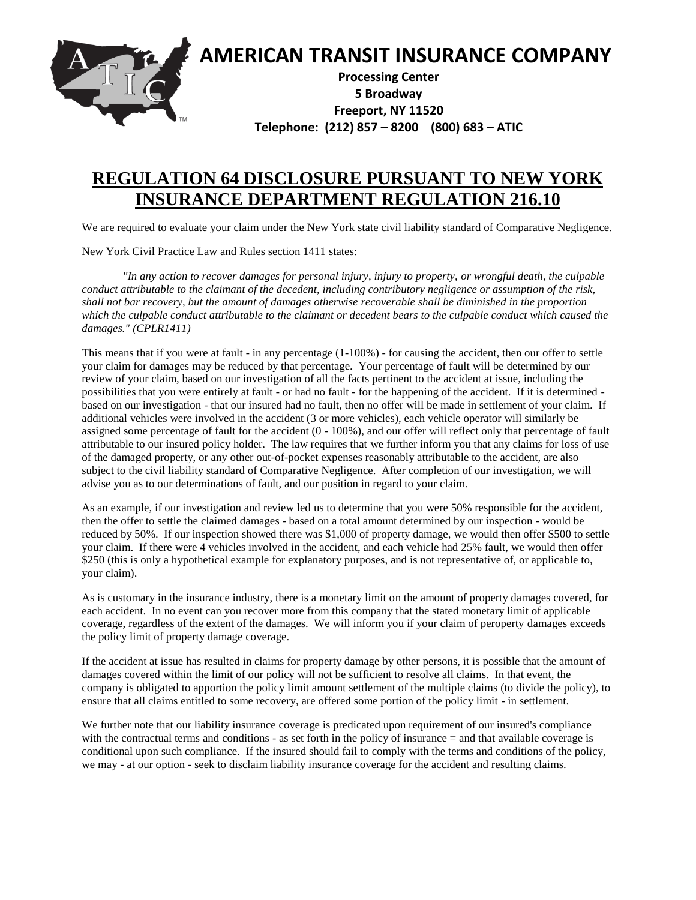# AMERICAN TRANSIT INSURANCE COMPANY

**Processing Center**
**5 Broadway**
**Freeport, NY 11520**
**Telephone: (212) 857 – 8200 (800) 683 – ATIC**

## REGULATION 64 DISCLOSURE PURSUANT TO NEW YORK INSURANCE DEPARTMENT REGULATION 216.10

We are required to evaluate your claim under the New York state civil liability standard of Comparative Negligence.

New York Civil Practice Law and Rules section 1411 states:

*"In any action to recover damages for personal injury, injury to property, or wrongful death, the culpable conduct attributable to the claimant of the decedent, including contributory negligence or assumption of the risk, shall not bar recovery, but the amount of damages otherwise recoverable shall be diminished in the proportion which the culpable conduct attributable to the claimant or decedent bears to the culpable conduct which caused the damages." (CPLR1411)*

This means that if you were at fault - in any percentage (1-100%) - for causing the accident, then our offer to settle your claim for damages may be reduced by that percentage. Your percentage of fault will be determined by our review of your claim, based on our investigation of all the facts pertinent to the accident at issue, including the possibilities that you were entirely at fault - or had no fault - for the happening of the accident. If it is determined - based on our investigation - that our insured had no fault, then no offer will be made in settlement of your claim. If additional vehicles were involved in the accident (3 or more vehicles), each vehicle operator will similarly be assigned some percentage of fault for the accident (0 - 100%), and our offer will reflect only that percentage of fault attributable to our insured policy holder. The law requires that we further inform you that any claims for loss of use of the damaged property, or any other out-of-pocket expenses reasonably attributable to the accident, are also subject to the civil liability standard of Comparative Negligence. After completion of our investigation, we will advise you as to our determinations of fault, and our position in regard to your claim.

As an example, if our investigation and review led us to determine that you were 50% responsible for the accident, then the offer to settle the claimed damages - based on a total amount determined by our inspection - would be reduced by 50%. If our inspection showed there was $1,000 of property damage, we would then offer $500 to settle your claim. If there were 4 vehicles involved in the accident, and each vehicle had 25% fault, we would then offer $250 (this is only a hypothetical example for explanatory purposes, and is not representative of, or applicable to, your claim).

As is customary in the insurance industry, there is a monetary limit on the amount of property damages covered, for each accident. In no event can you recover more from this company that the stated monetary limit of applicable coverage, regardless of the extent of the damages. We will inform you if your claim of peroperty damages exceeds the policy limit of property damage coverage.

If the accident at issue has resulted in claims for property damage by other persons, it is possible that the amount of damages covered within the limit of our policy will not be sufficient to resolve all claims. In that event, the company is obligated to apportion the policy limit amount settlement of the multiple claims (to divide the policy), to ensure that all claims entitled to some recovery, are offered some portion of the policy limit - in settlement.

We further note that our liability insurance coverage is predicated upon requirement of our insured's compliance with the contractual terms and conditions - as set forth in the policy of insurance = and that available coverage is conditional upon such compliance. If the insured should fail to comply with the terms and conditions of the policy, we may - at our option - seek to disclaim liability insurance coverage for the accident and resulting claims.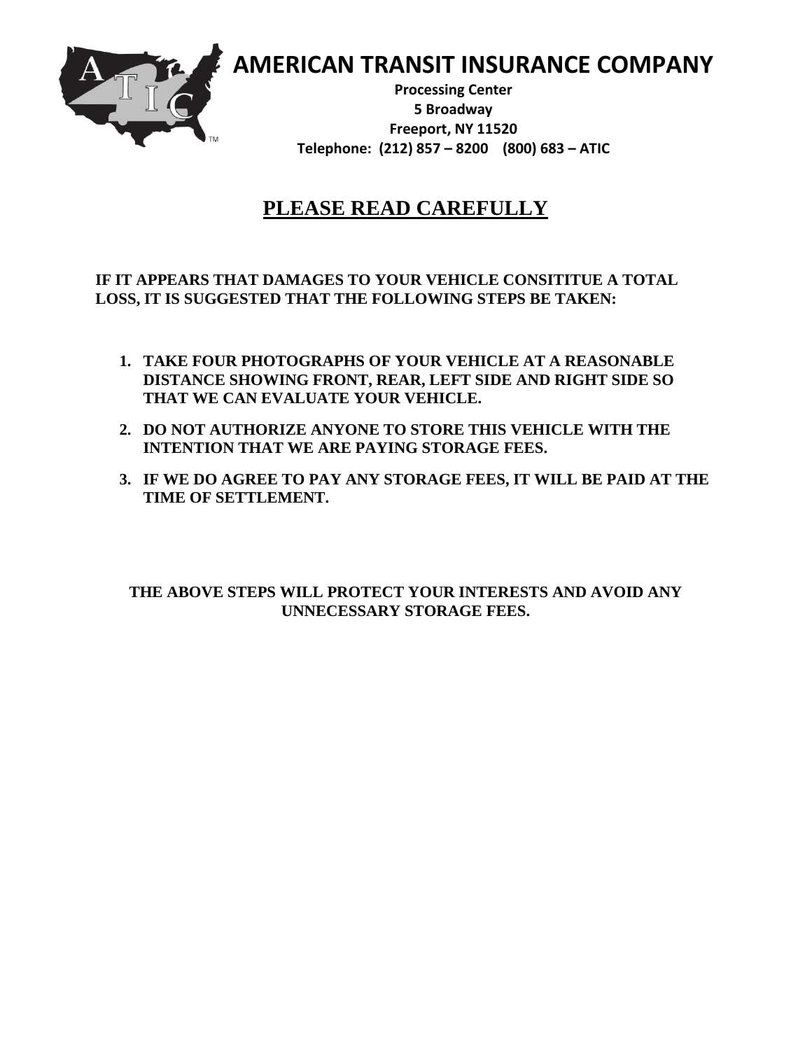# AMERICAN TRANSIT INSURANCE COMPANY

**Processing Center**
**5 Broadway**
**Freeport, NY 11520**
**Telephone: (212) 857 – 8200 (800) 683 – ATIC**

## PLEASE READ CAREFULLY

**IF IT APPEARS THAT DAMAGES TO YOUR VEHICLE CONSITITUE A TOTAL LOSS, IT IS SUGGESTED THAT THE FOLLOWING STEPS BE TAKEN:**

1. **TAKE FOUR PHOTOGRAPHS OF YOUR VEHICLE AT A REASONABLE DISTANCE SHOWING FRONT, REAR, LEFT SIDE AND RIGHT SIDE SO THAT WE CAN EVALUATE YOUR VEHICLE.**
2. **DO NOT AUTHORIZE ANYONE TO STORE THIS VEHICLE WITH THE INTENTION THAT WE ARE PAYING STORAGE FEES.**
3. **IF WE DO AGREE TO PAY ANY STORAGE FEES, IT WILL BE PAID AT THE TIME OF SETTLEMENT.**

**THE ABOVE STEPS WILL PROTECT YOUR INTERESTS AND AVOID ANY UNNECESSARY STORAGE FEES.**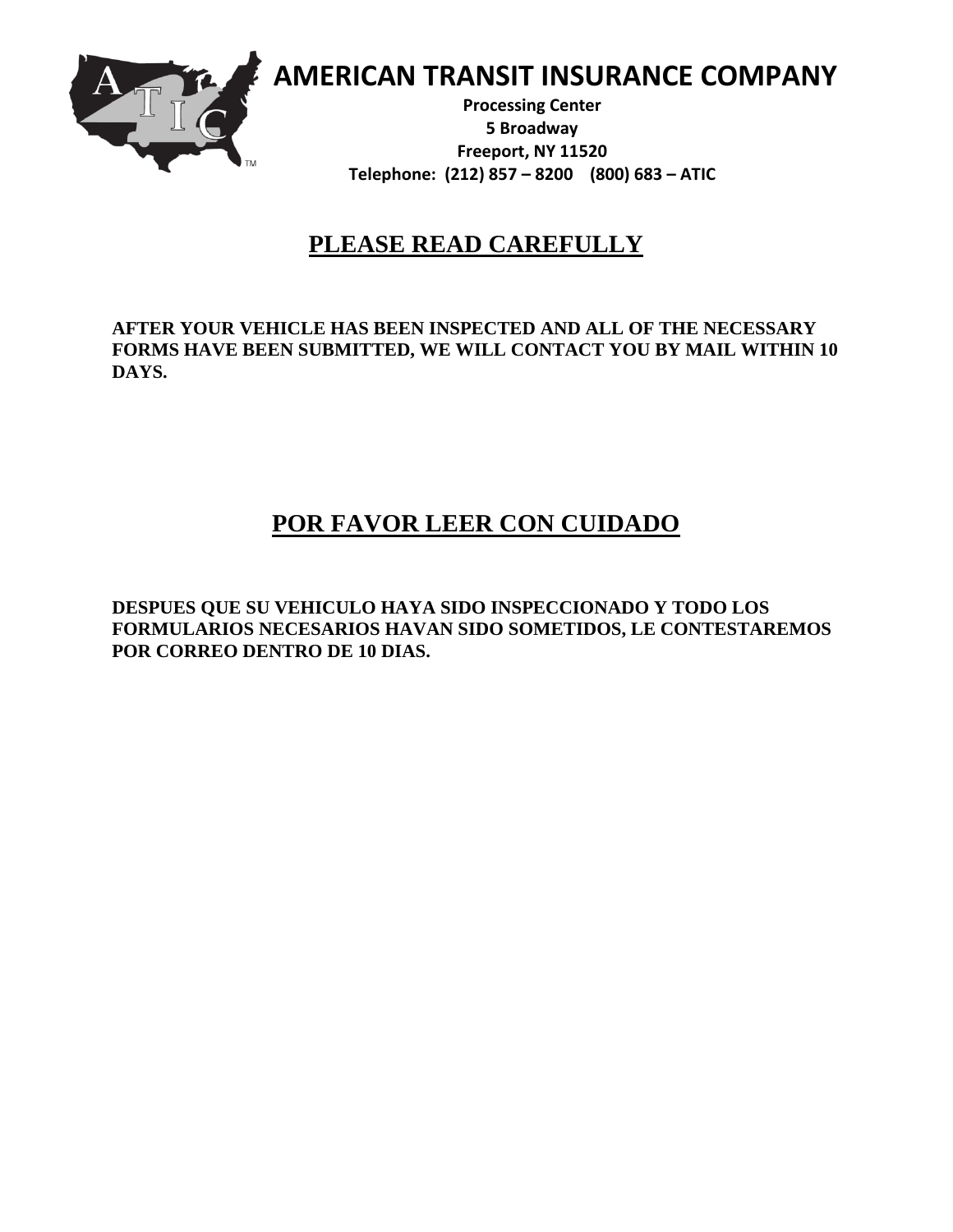# AMERICAN TRANSIT INSURANCE COMPANY

**Processing Center**
**5 Broadway**
**Freeport, NY 11520**
**Telephone: (212) 857 – 8200 (800) 683 – ATIC**

## PLEASE READ CAREFULLY

**AFTER YOUR VEHICLE HAS BEEN INSPECTED AND ALL OF THE NECESSARY FORMS HAVE BEEN SUBMITTED, WE WILL CONTACT YOU BY MAIL WITHIN 10 DAYS.**

## POR FAVOR LEER CON CUIDADO

**DESPUES QUE SU VEHICULO HAYA SIDO INSPECCIONADO Y TODO LOS FORMULARIOS NECESARIOS HAVAN SIDO SOMETIDOS, LE CONTESTAREMOS POR CORREO DENTRO DE 10 DIAS.**